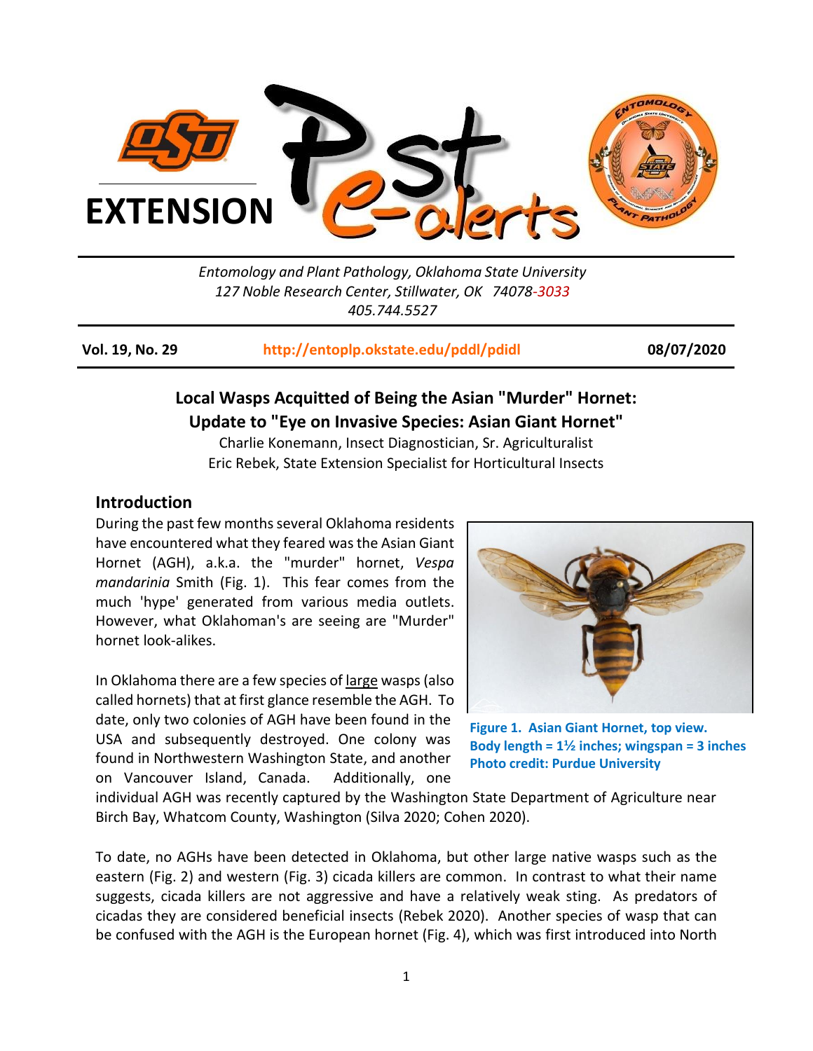**EXTENSION** **Pest e-alerts**

*Entomology and Plant Pathology, Oklahoma State University*
*127 Noble Research Center, Stillwater, OK 74078-3033*
*405.744.5527*

**Vol. 19, No. 29** | **http://entoplp.okstate.edu/pddl/pdidl** | **08/07/2020**

## Local Wasps Acquitted of Being the Asian "Murder" Hornet: Update to "Eye on Invasive Species: Asian Giant Hornet"

Charlie Konemann, Insect Diagnostician, Sr. Agriculturalist
Eric Rebek, State Extension Specialist for Horticultural Insects

### Introduction

During the past few months several Oklahoma residents have encountered what they feared was the Asian Giant Hornet (AGH), a.k.a. the "murder" hornet, *Vespa mandarinia* Smith (Fig. 1). This fear comes from the much 'hype' generated from various media outlets. However, what Oklahoman's are seeing are "Murder" hornet look-alikes.

**Figure 1. Asian Giant Hornet, top view. Body length = 1½ inches; wingspan = 3 inches Photo credit: Purdue University**

In Oklahoma there are a few species of large wasps (also called hornets) that at first glance resemble the AGH. To date, only two colonies of AGH have been found in the USA and subsequently destroyed. One colony was found in Northwestern Washington State, and another on Vancouver Island, Canada. Additionally, one individual AGH was recently captured by the Washington State Department of Agriculture near Birch Bay, Whatcom County, Washington (Silva 2020; Cohen 2020).

To date, no AGHs have been detected in Oklahoma, but other large native wasps such as the eastern (Fig. 2) and western (Fig. 3) cicada killers are common. In contrast to what their name suggests, cicada killers are not aggressive and have a relatively weak sting. As predators of cicadas they are considered beneficial insects (Rebek 2020). Another species of wasp that can be confused with the AGH is the European hornet (Fig. 4), which was first introduced into North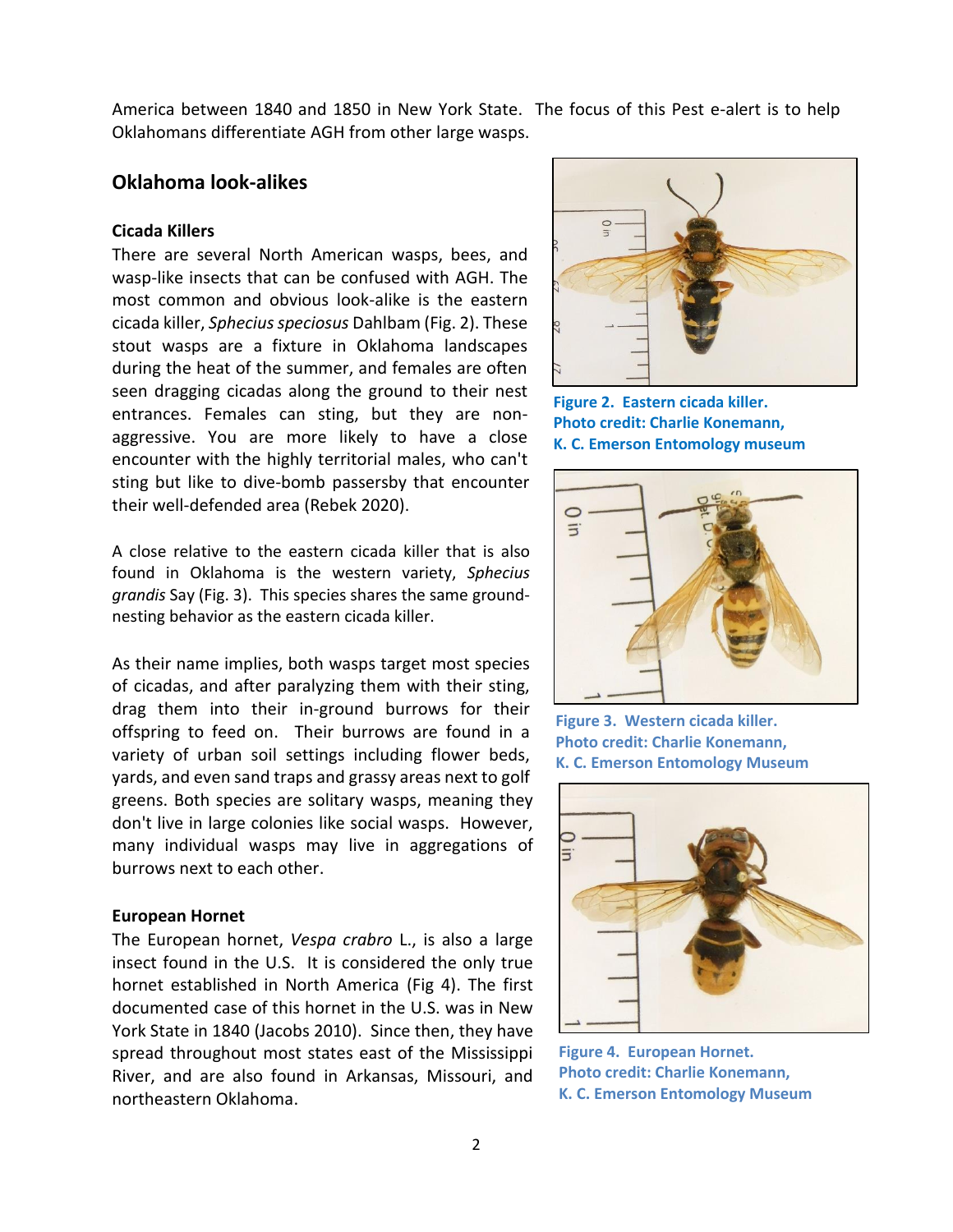America between 1840 and 1850 in New York State. The focus of this Pest e-alert is to help Oklahomans differentiate AGH from other large wasps.

## Oklahoma look-alikes

### Cicada Killers

There are several North American wasps, bees, and wasp-like insects that can be confused with AGH. The most common and obvious look-alike is the eastern cicada killer, *Sphecius speciosus* Dahlbam (Fig. 2). These stout wasps are a fixture in Oklahoma landscapes during the heat of the summer, and females are often seen dragging cicadas along the ground to their nest entrances. Females can sting, but they are non-aggressive. You are more likely to have a close encounter with the highly territorial males, who can't sting but like to dive-bomb passersby that encounter their well-defended area (Rebek 2020).

A close relative to the eastern cicada killer that is also found in Oklahoma is the western variety, *Sphecius grandis* Say (Fig. 3). This species shares the same ground-nesting behavior as the eastern cicada killer.

As their name implies, both wasps target most species of cicadas, and after paralyzing them with their sting, drag them into their in-ground burrows for their offspring to feed on. Their burrows are found in a variety of urban soil settings including flower beds, yards, and even sand traps and grassy areas next to golf greens. Both species are solitary wasps, meaning they don't live in large colonies like social wasps. However, many individual wasps may live in aggregations of burrows next to each other.

**Figure 2. Eastern cicada killer. Photo credit: Charlie Konemann, K. C. Emerson Entomology museum**

**Figure 3. Western cicada killer. Photo credit: Charlie Konemann, K. C. Emerson Entomology Museum**

### European Hornet

The European hornet, *Vespa crabro* L., is also a large insect found in the U.S. It is considered the only true hornet established in North America (Fig 4). The first documented case of this hornet in the U.S. was in New York State in 1840 (Jacobs 2010). Since then, they have spread throughout most states east of the Mississippi River, and are also found in Arkansas, Missouri, and northeastern Oklahoma.

**Figure 4. European Hornet. Photo credit: Charlie Konemann, K. C. Emerson Entomology Museum**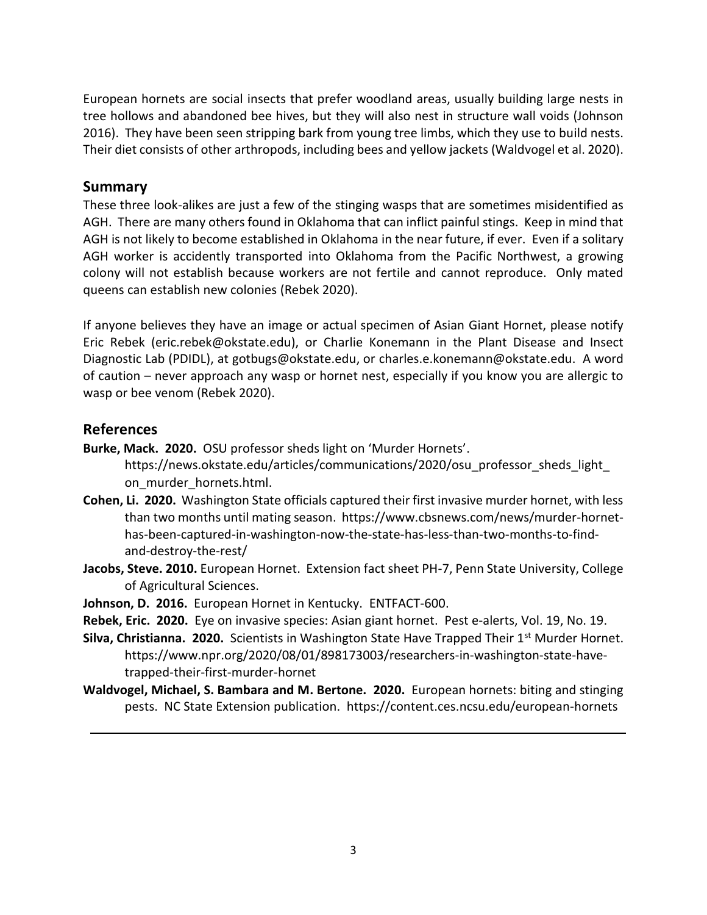European hornets are social insects that prefer woodland areas, usually building large nests in tree hollows and abandoned bee hives, but they will also nest in structure wall voids (Johnson 2016). They have been seen stripping bark from young tree limbs, which they use to build nests. Their diet consists of other arthropods, including bees and yellow jackets (Waldvogel et al. 2020).

## Summary

These three look-alikes are just a few of the stinging wasps that are sometimes misidentified as AGH. There are many others found in Oklahoma that can inflict painful stings. Keep in mind that AGH is not likely to become established in Oklahoma in the near future, if ever. Even if a solitary AGH worker is accidently transported into Oklahoma from the Pacific Northwest, a growing colony will not establish because workers are not fertile and cannot reproduce. Only mated queens can establish new colonies (Rebek 2020).

If anyone believes they have an image or actual specimen of Asian Giant Hornet, please notify Eric Rebek (eric.rebek@okstate.edu), or Charlie Konemann in the Plant Disease and Insect Diagnostic Lab (PDIDL), at gotbugs@okstate.edu, or charles.e.konemann@okstate.edu. A word of caution – never approach any wasp or hornet nest, especially if you know you are allergic to wasp or bee venom (Rebek 2020).

## References

**Burke, Mack. 2020.** OSU professor sheds light on 'Murder Hornets'. https://news.okstate.edu/articles/communications/2020/osu_professor_sheds_light_on_murder_hornets.html.

**Cohen, Li. 2020.** Washington State officials captured their first invasive murder hornet, with less than two months until mating season. https://www.cbsnews.com/news/murder-hornet-has-been-captured-in-washington-now-the-state-has-less-than-two-months-to-find-and-destroy-the-rest/

**Jacobs, Steve. 2010.** European Hornet. Extension fact sheet PH-7, Penn State University, College of Agricultural Sciences.

**Johnson, D. 2016.** European Hornet in Kentucky. ENTFACT-600.

**Rebek, Eric. 2020.** Eye on invasive species: Asian giant hornet. Pest e-alerts, Vol. 19, No. 19.

**Silva, Christianna. 2020.** Scientists in Washington State Have Trapped Their 1st Murder Hornet. https://www.npr.org/2020/08/01/898173003/researchers-in-washington-state-have-trapped-their-first-murder-hornet

**Waldvogel, Michael, S. Bambara and M. Bertone. 2020.** European hornets: biting and stinging pests. NC State Extension publication. https://content.ces.ncsu.edu/european-hornets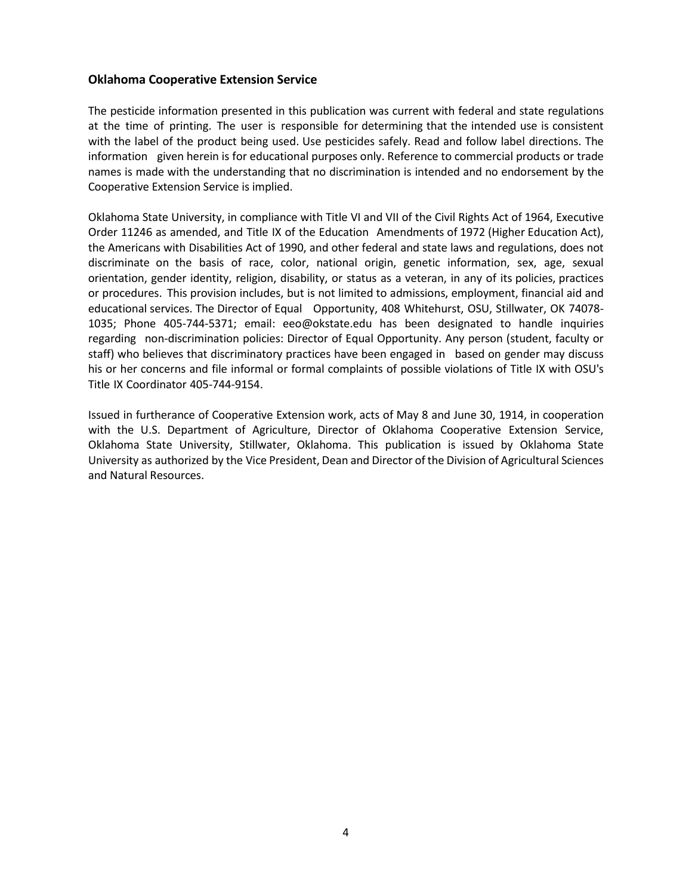### Oklahoma Cooperative Extension Service

The pesticide information presented in this publication was current with federal and state regulations at the time of printing. The user is responsible for determining that the intended use is consistent with the label of the product being used. Use pesticides safely. Read and follow label directions. The information given herein is for educational purposes only. Reference to commercial products or trade names is made with the understanding that no discrimination is intended and no endorsement by the Cooperative Extension Service is implied.

Oklahoma State University, in compliance with Title VI and VII of the Civil Rights Act of 1964, Executive Order 11246 as amended, and Title IX of the Education Amendments of 1972 (Higher Education Act), the Americans with Disabilities Act of 1990, and other federal and state laws and regulations, does not discriminate on the basis of race, color, national origin, genetic information, sex, age, sexual orientation, gender identity, religion, disability, or status as a veteran, in any of its policies, practices or procedures. This provision includes, but is not limited to admissions, employment, financial aid and educational services. The Director of Equal Opportunity, 408 Whitehurst, OSU, Stillwater, OK 74078-1035; Phone 405-744-5371; email: eeo@okstate.edu has been designated to handle inquiries regarding non-discrimination policies: Director of Equal Opportunity. Any person (student, faculty or staff) who believes that discriminatory practices have been engaged in based on gender may discuss his or her concerns and file informal or formal complaints of possible violations of Title IX with OSU's Title IX Coordinator 405-744-9154.

Issued in furtherance of Cooperative Extension work, acts of May 8 and June 30, 1914, in cooperation with the U.S. Department of Agriculture, Director of Oklahoma Cooperative Extension Service, Oklahoma State University, Stillwater, Oklahoma. This publication is issued by Oklahoma State University as authorized by the Vice President, Dean and Director of the Division of Agricultural Sciences and Natural Resources.